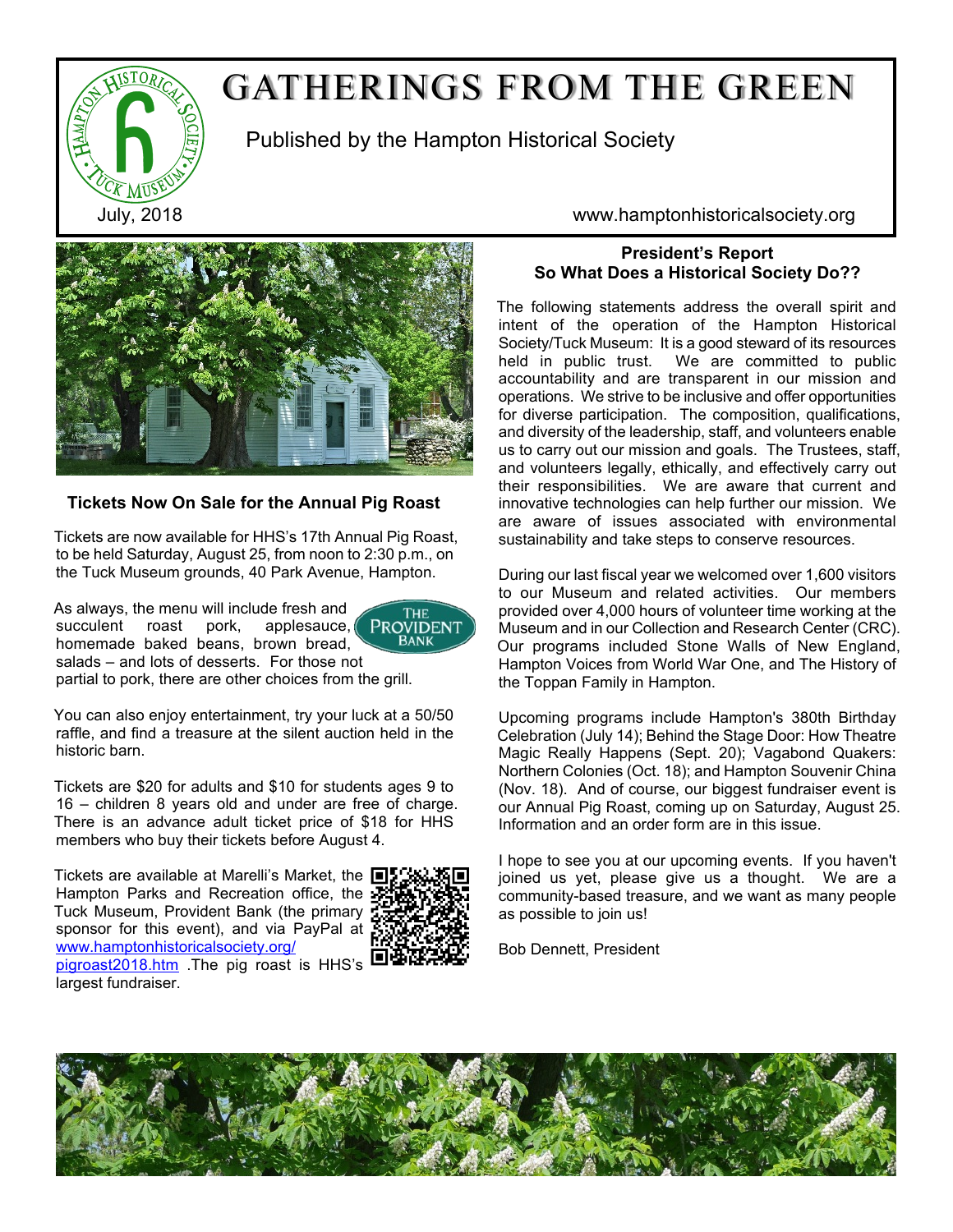# GATHERINGS FROM THE GREEN

Published by the Hampton Historical Society

July, 2018

www.hamptonhistoricalsociety.org

## Tickets Now On Sale for the Annual Pig Roast

Tickets are now available for HHS's 17th Annual Pig Roast, to be held Saturday, August 25, from noon to 2:30 p.m., on the Tuck Museum grounds, 40 Park Avenue, Hampton.

As always, the menu will include fresh and succulent roast pork, applesauce, homemade baked beans, brown bread, salads – and lots of desserts. For those not partial to pork, there are other choices from the grill.

THE PROVIDENT BANK

You can also enjoy entertainment, try your luck at a 50/50 raffle, and find a treasure at the silent auction held in the historic barn.

Tickets are $20 for adults and $10 for students ages 9 to 16 – children 8 years old and under are free of charge. There is an advance adult ticket price of $18 for HHS members who buy their tickets before August 4.

Tickets are available at Marelli's Market, the Hampton Parks and Recreation office, the Tuck Museum, Provident Bank (the primary sponsor for this event), and via PayPal at www.hamptonhistoricalsociety.org/pigroast2018.htm .The pig roast is HHS's largest fundraiser.

## President's Report
## So What Does a Historical Society Do??

The following statements address the overall spirit and intent of the operation of the Hampton Historical Society/Tuck Museum: It is a good steward of its resources held in public trust. We are committed to public accountability and are transparent in our mission and operations. We strive to be inclusive and offer opportunities for diverse participation. The composition, qualifications, and diversity of the leadership, staff, and volunteers enable us to carry out our mission and goals. The Trustees, staff, and volunteers legally, ethically, and effectively carry out their responsibilities. We are aware that current and innovative technologies can help further our mission. We are aware of issues associated with environmental sustainability and take steps to conserve resources.

During our last fiscal year we welcomed over 1,600 visitors to our Museum and related activities. Our members provided over 4,000 hours of volunteer time working at the Museum and in our Collection and Research Center (CRC). Our programs included Stone Walls of New England, Hampton Voices from World War One, and The History of the Toppan Family in Hampton.

Upcoming programs include Hampton's 380th Birthday Celebration (July 14); Behind the Stage Door: How Theatre Magic Really Happens (Sept. 20); Vagabond Quakers: Northern Colonies (Oct. 18); and Hampton Souvenir China (Nov. 18). And of course, our biggest fundraiser event is our Annual Pig Roast, coming up on Saturday, August 25. Information and an order form are in this issue.

I hope to see you at our upcoming events. If you haven't joined us yet, please give us a thought. We are a community-based treasure, and we want as many people as possible to join us!

Bob Dennett, President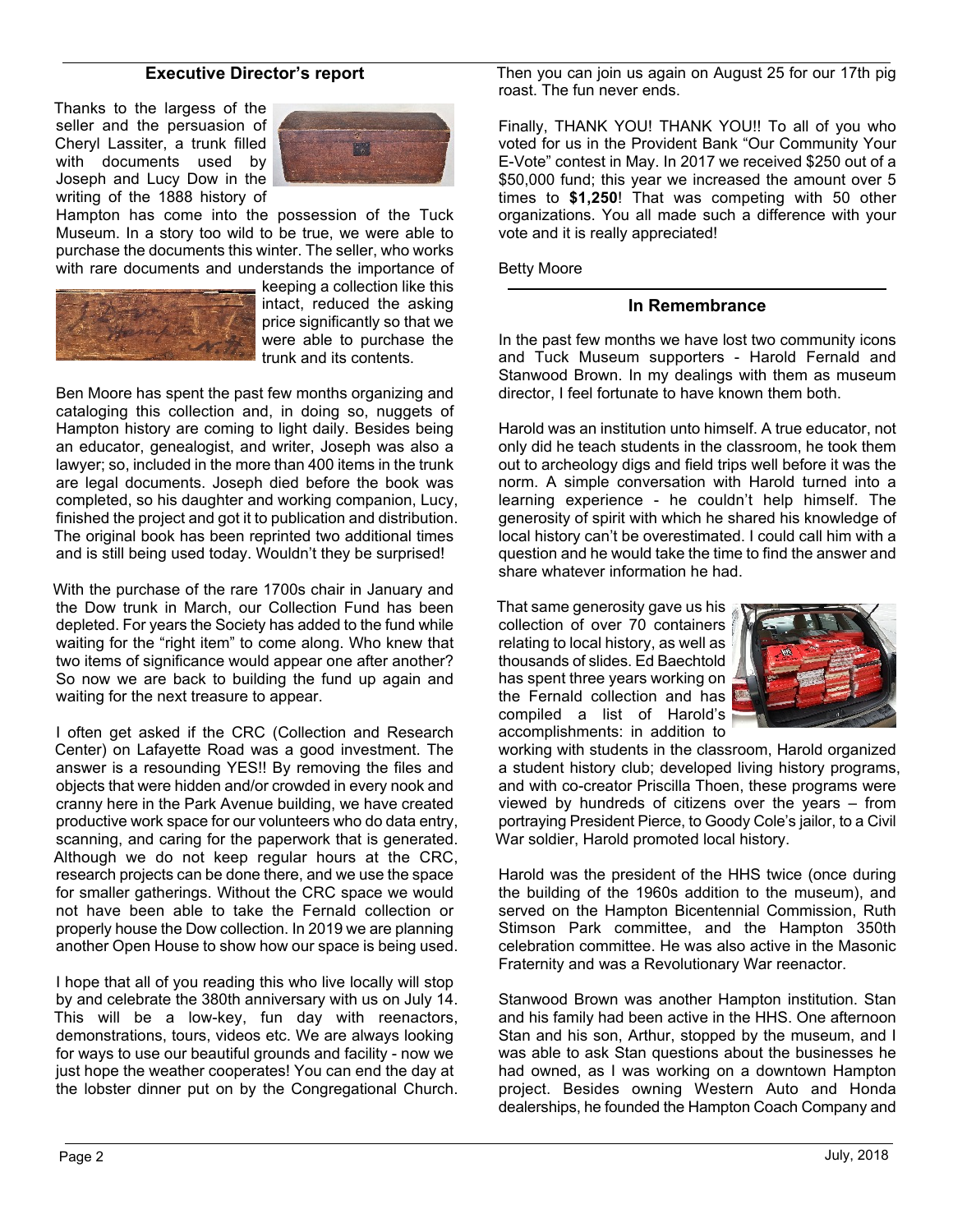## Executive Director's report

Thanks to the largess of the seller and the persuasion of Cheryl Lassiter, a trunk filled with documents used by Joseph and Lucy Dow in the writing of the 1888 history of Hampton has come into the possession of the Tuck Museum. In a story too wild to be true, we were able to purchase the documents this winter. The seller, who works with rare documents and understands the importance of keeping a collection like this intact, reduced the asking price significantly so that we were able to purchase the trunk and its contents.

Ben Moore has spent the past few months organizing and cataloging this collection and, in doing so, nuggets of Hampton history are coming to light daily. Besides being an educator, genealogist, and writer, Joseph was also a lawyer; so, included in the more than 400 items in the trunk are legal documents. Joseph died before the book was completed, so his daughter and working companion, Lucy, finished the project and got it to publication and distribution. The original book has been reprinted two additional times and is still being used today. Wouldn't they be surprised!

With the purchase of the rare 1700s chair in January and the Dow trunk in March, our Collection Fund has been depleted. For years the Society has added to the fund while waiting for the "right item" to come along. Who knew that two items of significance would appear one after another? So now we are back to building the fund up again and waiting for the next treasure to appear.

I often get asked if the CRC (Collection and Research Center) on Lafayette Road was a good investment. The answer is a resounding YES!! By removing the files and objects that were hidden and/or crowded in every nook and cranny here in the Park Avenue building, we have created productive work space for our volunteers who do data entry, scanning, and caring for the paperwork that is generated. Although we do not keep regular hours at the CRC, research projects can be done there, and we use the space for smaller gatherings. Without the CRC space we would not have been able to take the Fernald collection or properly house the Dow collection. In 2019 we are planning another Open House to show how our space is being used.

I hope that all of you reading this who live locally will stop by and celebrate the 380th anniversary with us on July 14. This will be a low-key, fun day with reenactors, demonstrations, tours, videos etc. We are always looking for ways to use our beautiful grounds and facility - now we just hope the weather cooperates! You can end the day at the lobster dinner put on by the Congregational Church. Then you can join us again on August 25 for our 17th pig roast. The fun never ends.

Finally, THANK YOU! THANK YOU!! To all of you who voted for us in the Provident Bank "Our Community Your E-Vote" contest in May. In 2017 we received $250 out of a $50,000 fund; this year we increased the amount over 5 times to **$1,250**! That was competing with 50 other organizations. You all made such a difference with your vote and it is really appreciated!

Betty Moore

## In Remembrance

In the past few months we have lost two community icons and Tuck Museum supporters - Harold Fernald and Stanwood Brown. In my dealings with them as museum director, I feel fortunate to have known them both.

Harold was an institution unto himself. A true educator, not only did he teach students in the classroom, he took them out to archeology digs and field trips well before it was the norm. A simple conversation with Harold turned into a learning experience - he couldn't help himself. The generosity of spirit with which he shared his knowledge of local history can't be overestimated. I could call him with a question and he would take the time to find the answer and share whatever information he had.

That same generosity gave us his collection of over 70 containers relating to local history, as well as thousands of slides. Ed Baechtold has spent three years working on the Fernald collection and has compiled a list of Harold's accomplishments: in addition to working with students in the classroom, Harold organized a student history club; developed living history programs, and with co-creator Priscilla Thoen, these programs were viewed by hundreds of citizens over the years – from portraying President Pierce, to Goody Cole's jailor, to a Civil War soldier, Harold promoted local history.

Harold was the president of the HHS twice (once during the building of the 1960s addition to the museum), and served on the Hampton Bicentennial Commission, Ruth Stimson Park committee, and the Hampton 350th celebration committee. He was also active in the Masonic Fraternity and was a Revolutionary War reenactor.

Stanwood Brown was another Hampton institution. Stan and his family had been active in the HHS. One afternoon Stan and his son, Arthur, stopped by the museum, and I was able to ask Stan questions about the businesses he had owned, as I was working on a downtown Hampton project. Besides owning Western Auto and Honda dealerships, he founded the Hampton Coach Company and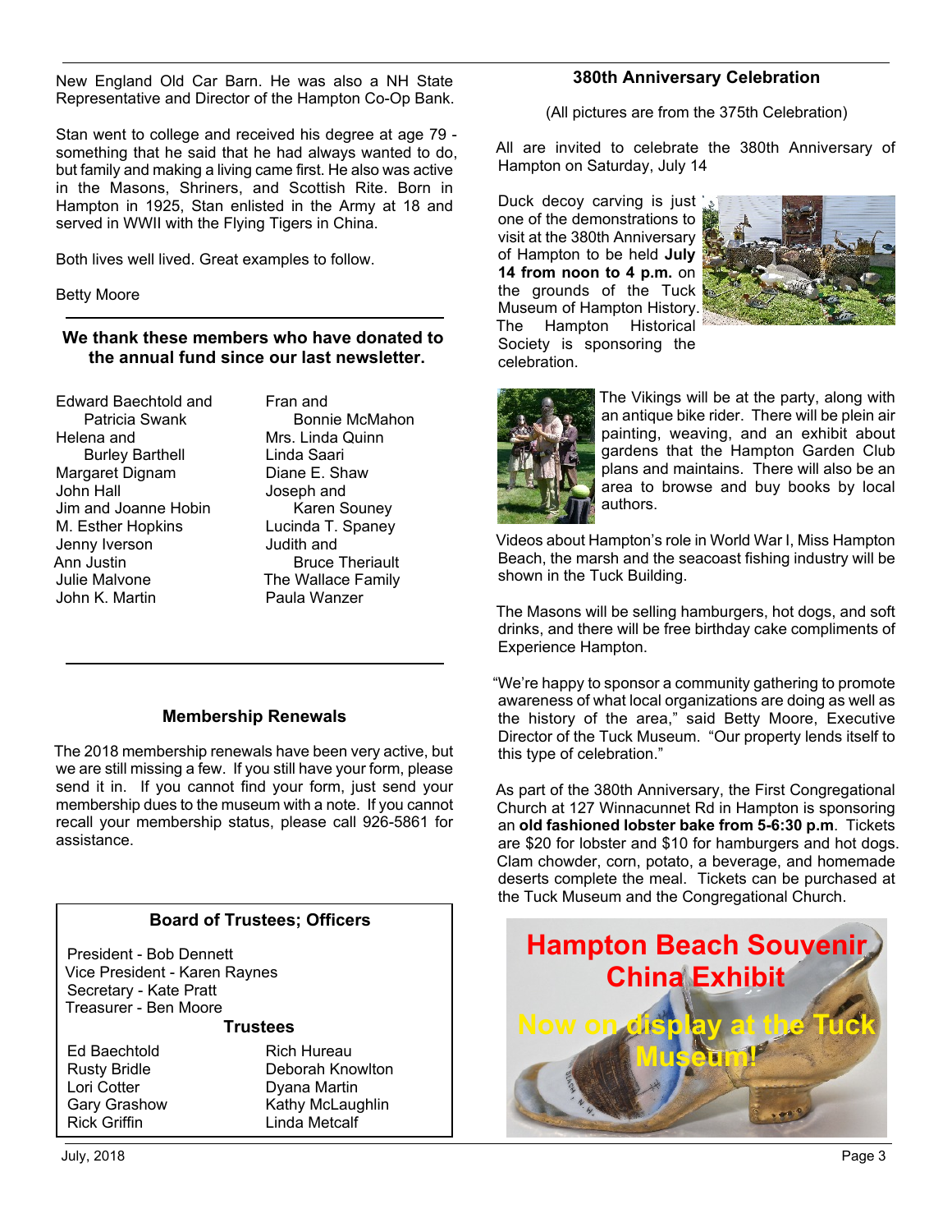New England Old Car Barn. He was also a NH State Representative and Director of the Hampton Co-Op Bank.

Stan went to college and received his degree at age 79 - something that he said that he had always wanted to do, but family and making a living came first. He also was active in the Masons, Shriners, and Scottish Rite. Born in Hampton in 1925, Stan enlisted in the Army at 18 and served in WWII with the Flying Tigers in China.

Both lives well lived. Great examples to follow.

Betty Moore

---

### We thank these members who have donated to the annual fund since our last newsletter.

Edward Baechtold and Patricia Swank
Helena and Burley Barthell
Margaret Dignam
John Hall
Jim and Joanne Hobin
M. Esther Hopkins
Jenny Iverson
Ann Justin
Julie Malvone
John K. Martin
Fran and Bonnie McMahon
Mrs. Linda Quinn
Linda Saari
Diane E. Shaw
Joseph and Karen Souney
Lucinda T. Spaney
Judith and Bruce Theriault
The Wallace Family
Paula Wanzer

---

### Membership Renewals

The 2018 membership renewals have been very active, but we are still missing a few. If you still have your form, please send it in. If you cannot find your form, just send your membership dues to the museum with a note. If you cannot recall your membership status, please call 926-5861 for assistance.

### Board of Trustees; Officers

President - Bob Dennett
Vice President - Karen Raynes
Secretary - Kate Pratt
Treasurer - Ben Moore

**Trustees**

Ed Baechtold
Rusty Bridle
Lori Cotter
Gary Grashow
Rick Griffin
Rich Hureau
Deborah Knowlton
Dyana Martin
Kathy McLaughlin
Linda Metcalf

### 380th Anniversary Celebration

(All pictures are from the 375th Celebration)

All are invited to celebrate the 380th Anniversary of Hampton on Saturday, July 14

Duck decoy carving is just one of the demonstrations to visit at the 380th Anniversary of Hampton to be held **July 14 from noon to 4 p.m.** on the grounds of the Tuck Museum of Hampton History. The Hampton Historical Society is sponsoring the celebration.

The Vikings will be at the party, along with an antique bike rider. There will be plein air painting, weaving, and an exhibit about gardens that the Hampton Garden Club plans and maintains. There will also be an area to browse and buy books by local authors.

Videos about Hampton's role in World War I, Miss Hampton Beach, the marsh and the seacoast fishing industry will be shown in the Tuck Building.

The Masons will be selling hamburgers, hot dogs, and soft drinks, and there will be free birthday cake compliments of Experience Hampton.

"We're happy to sponsor a community gathering to promote awareness of what local organizations are doing as well as the history of the area," said Betty Moore, Executive Director of the Tuck Museum. "Our property lends itself to this type of celebration."

As part of the 380th Anniversary, the First Congregational Church at 127 Winnacunnet Rd in Hampton is sponsoring an **old fashioned lobster bake from 5-6:30 p.m**. Tickets are $20 for lobster and $10 for hamburgers and hot dogs. Clam chowder, corn, potato, a beverage, and homemade deserts complete the meal. Tickets can be purchased at the Tuck Museum and the Congregational Church.

**Hampton Beach Souvenir China Exhibit**

**Now on display at the Tuck Museum!**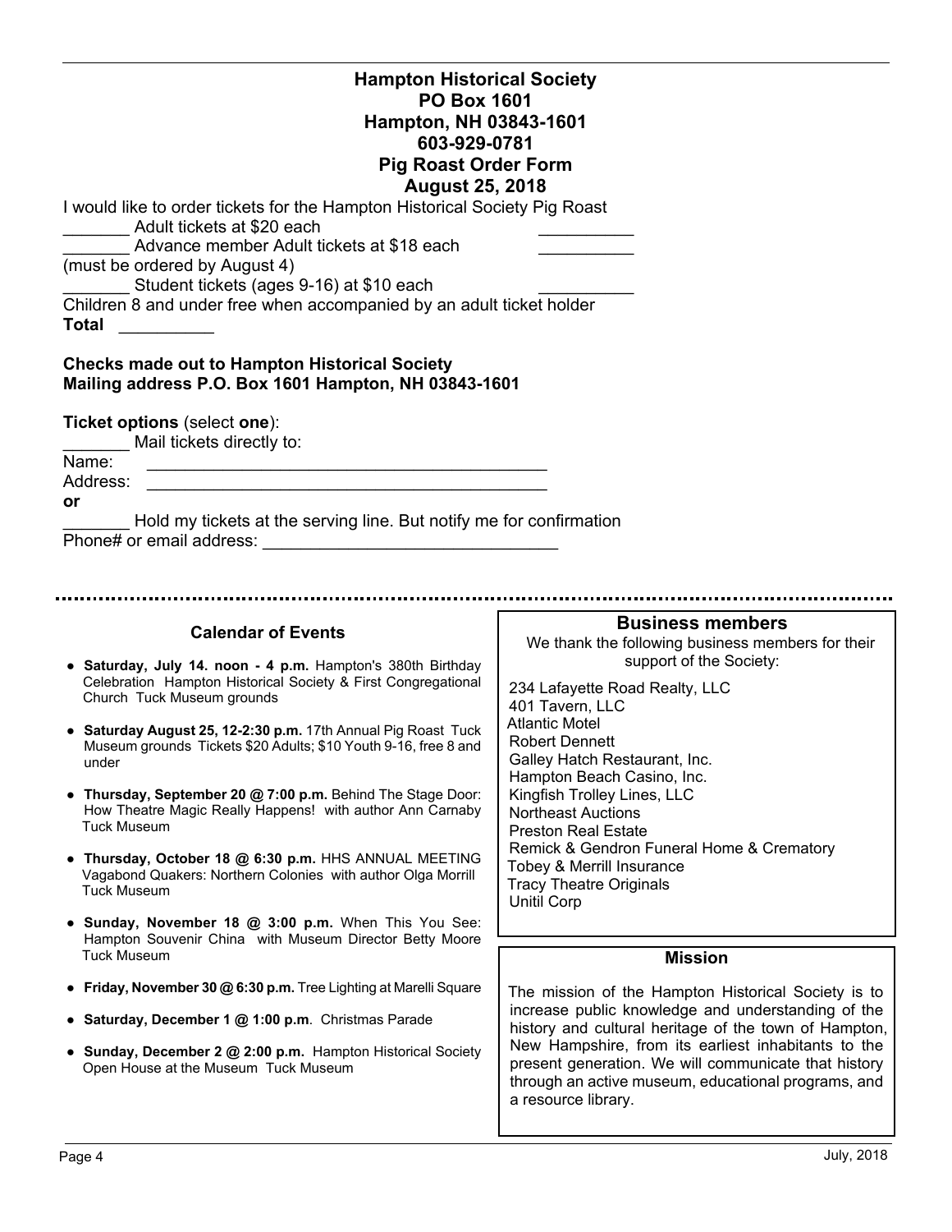**Hampton Historical Society**
**PO Box 1601**
**Hampton, NH 03843-1601**
**603-929-0781**
**Pig Roast Order Form**
**August 25, 2018**

I would like to order tickets for the Hampton Historical Society Pig Roast

_______ Adult tickets at $20 each __________

_______ Advance member Adult tickets at $18 each __________
(must be ordered by August 4)

_______ Student tickets (ages 9-16) at $10 each __________

Children 8 and under free when accompanied by an adult ticket holder

**Total** __________

**Checks made out to Hampton Historical Society**
**Mailing address P.O. Box 1601 Hampton, NH 03843-1601**

**Ticket options** (select **one**):

_______ Mail tickets directly to:

Name: ___________________________________________

Address: ___________________________________________

**or**

_______ Hold my tickets at the serving line. But notify me for confirmation

Phone# or email address: ________________________________

## Calendar of Events

- **Saturday, July 14. noon - 4 p.m.** Hampton's 380th Birthday Celebration Hampton Historical Society & First Congregational Church Tuck Museum grounds
- **Saturday August 25, 12-2:30 p.m.** 17th Annual Pig Roast Tuck Museum grounds Tickets $20 Adults; $10 Youth 9-16, free 8 and under
- **Thursday, September 20 @ 7:00 p.m.** Behind The Stage Door: How Theatre Magic Really Happens! with author Ann Carnaby Tuck Museum
- **Thursday, October 18 @ 6:30 p.m.** HHS ANNUAL MEETING Vagabond Quakers: Northern Colonies with author Olga Morrill Tuck Museum
- **Sunday, November 18 @ 3:00 p.m.** When This You See: Hampton Souvenir China with Museum Director Betty Moore Tuck Museum
- **Friday, November 30 @ 6:30 p.m.** Tree Lighting at Marelli Square
- **Saturday, December 1 @ 1:00 p.m**. Christmas Parade
- **Sunday, December 2 @ 2:00 p.m.** Hampton Historical Society Open House at the Museum Tuck Museum

## Business members

We thank the following business members for their support of the Society:

234 Lafayette Road Realty, LLC
401 Tavern, LLC
Atlantic Motel
Robert Dennett
Galley Hatch Restaurant, Inc.
Hampton Beach Casino, Inc.
Kingfish Trolley Lines, LLC
Northeast Auctions
Preston Real Estate
Remick & Gendron Funeral Home & Crematory
Tobey & Merrill Insurance
Tracy Theatre Originals
Unitil Corp

## Mission

The mission of the Hampton Historical Society is to increase public knowledge and understanding of the history and cultural heritage of the town of Hampton, New Hampshire, from its earliest inhabitants to the present generation. We will communicate that history through an active museum, educational programs, and a resource library.